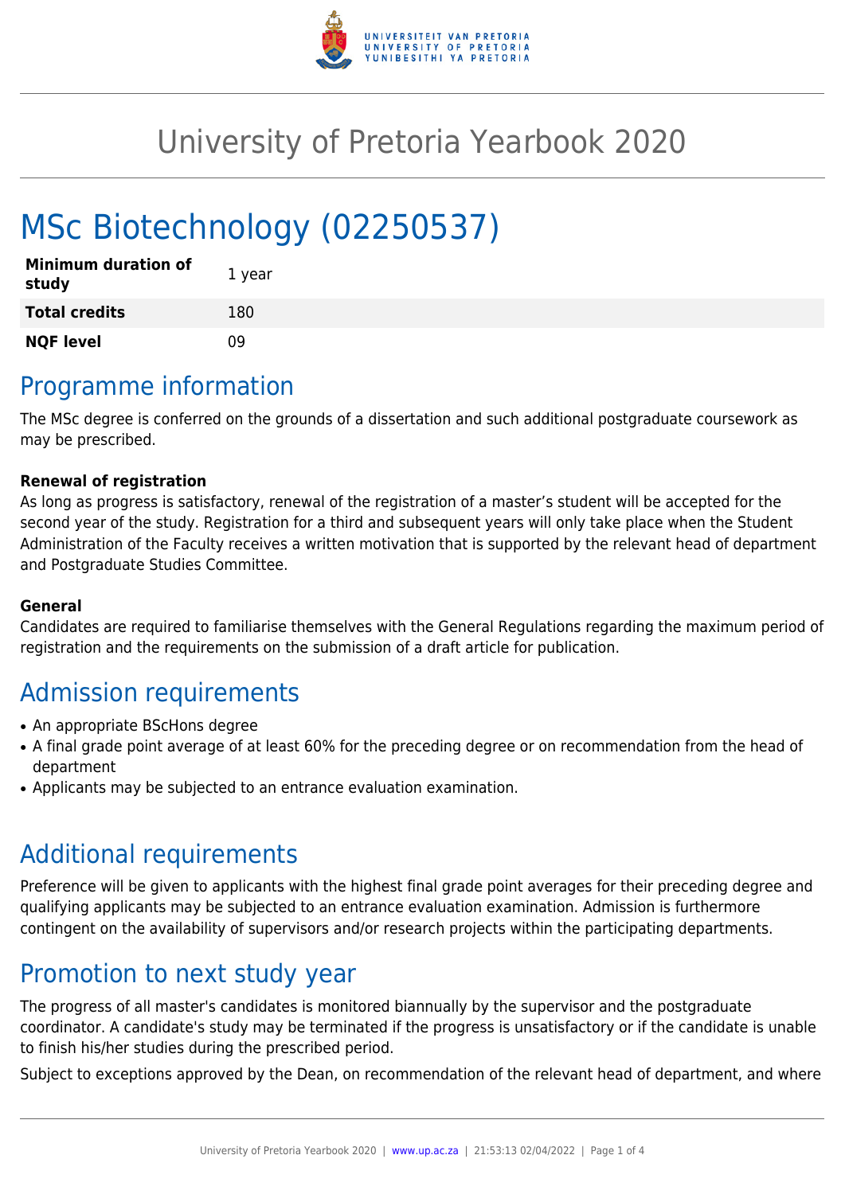# University of Pretoria Yearbook 2020

# MSc Biotechnology (02250537)

| | |
|---|---|
| **Minimum duration of study** | 1 year |
| **Total credits** | 180 |
| **NQF level** | 09 |

## Programme information

The MSc degree is conferred on the grounds of a dissertation and such additional postgraduate coursework as may be prescribed.

**Renewal of registration**

As long as progress is satisfactory, renewal of the registration of a master's student will be accepted for the second year of the study. Registration for a third and subsequent years will only take place when the Student Administration of the Faculty receives a written motivation that is supported by the relevant head of department and Postgraduate Studies Committee.

**General**

Candidates are required to familiarise themselves with the General Regulations regarding the maximum period of registration and the requirements on the submission of a draft article for publication.

## Admission requirements

- An appropriate BScHons degree
- A final grade point average of at least 60% for the preceding degree or on recommendation from the head of department
- Applicants may be subjected to an entrance evaluation examination.

## Additional requirements

Preference will be given to applicants with the highest final grade point averages for their preceding degree and qualifying applicants may be subjected to an entrance evaluation examination. Admission is furthermore contingent on the availability of supervisors and/or research projects within the participating departments.

## Promotion to next study year

The progress of all master's candidates is monitored biannually by the supervisor and the postgraduate coordinator. A candidate's study may be terminated if the progress is unsatisfactory or if the candidate is unable to finish his/her studies during the prescribed period.

Subject to exceptions approved by the Dean, on recommendation of the relevant head of department, and where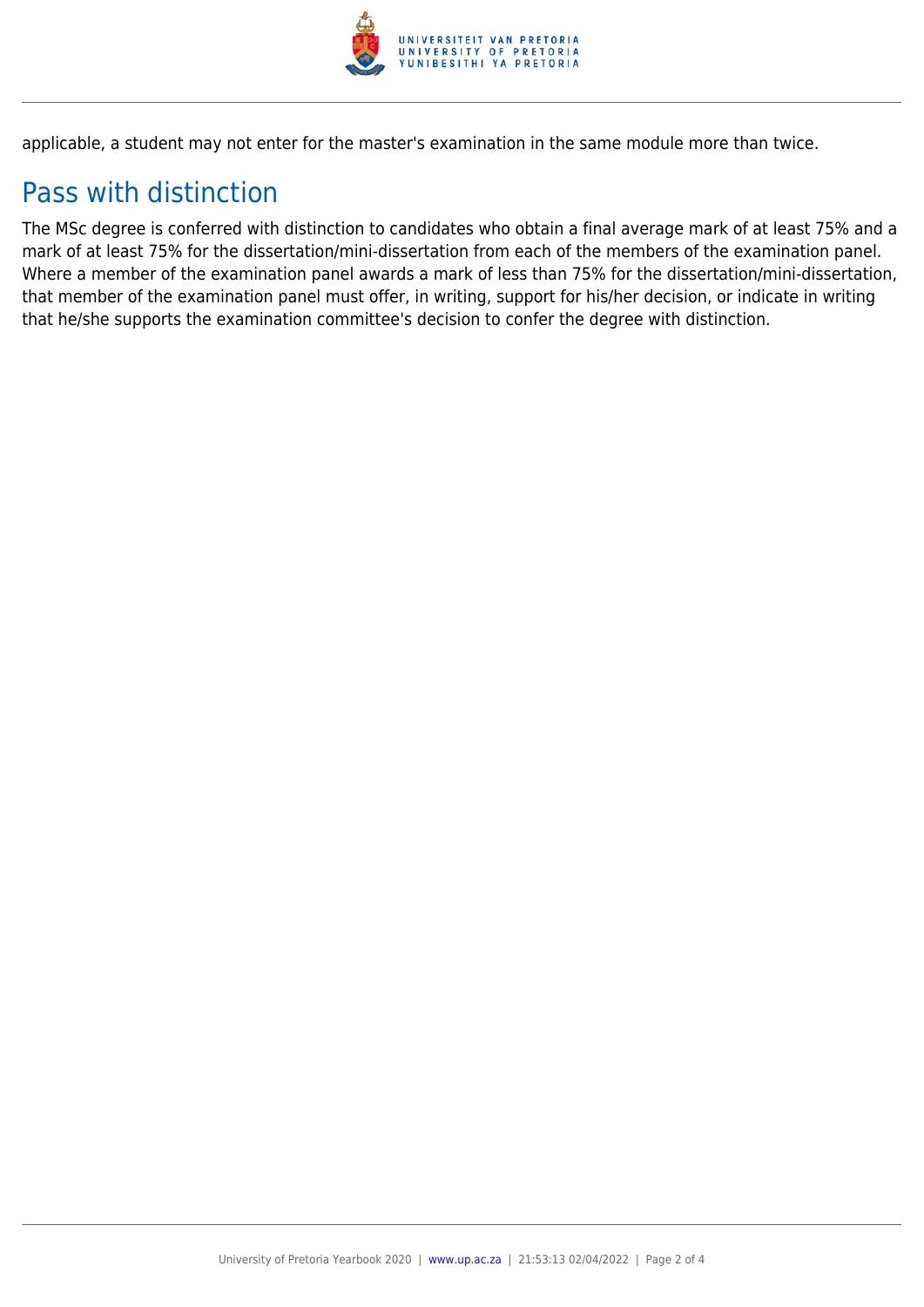applicable, a student may not enter for the master's examination in the same module more than twice.

## Pass with distinction

The MSc degree is conferred with distinction to candidates who obtain a final average mark of at least 75% and a mark of at least 75% for the dissertation/mini-dissertation from each of the members of the examination panel. Where a member of the examination panel awards a mark of less than 75% for the dissertation/mini-dissertation, that member of the examination panel must offer, in writing, support for his/her decision, or indicate in writing that he/she supports the examination committee's decision to confer the degree with distinction.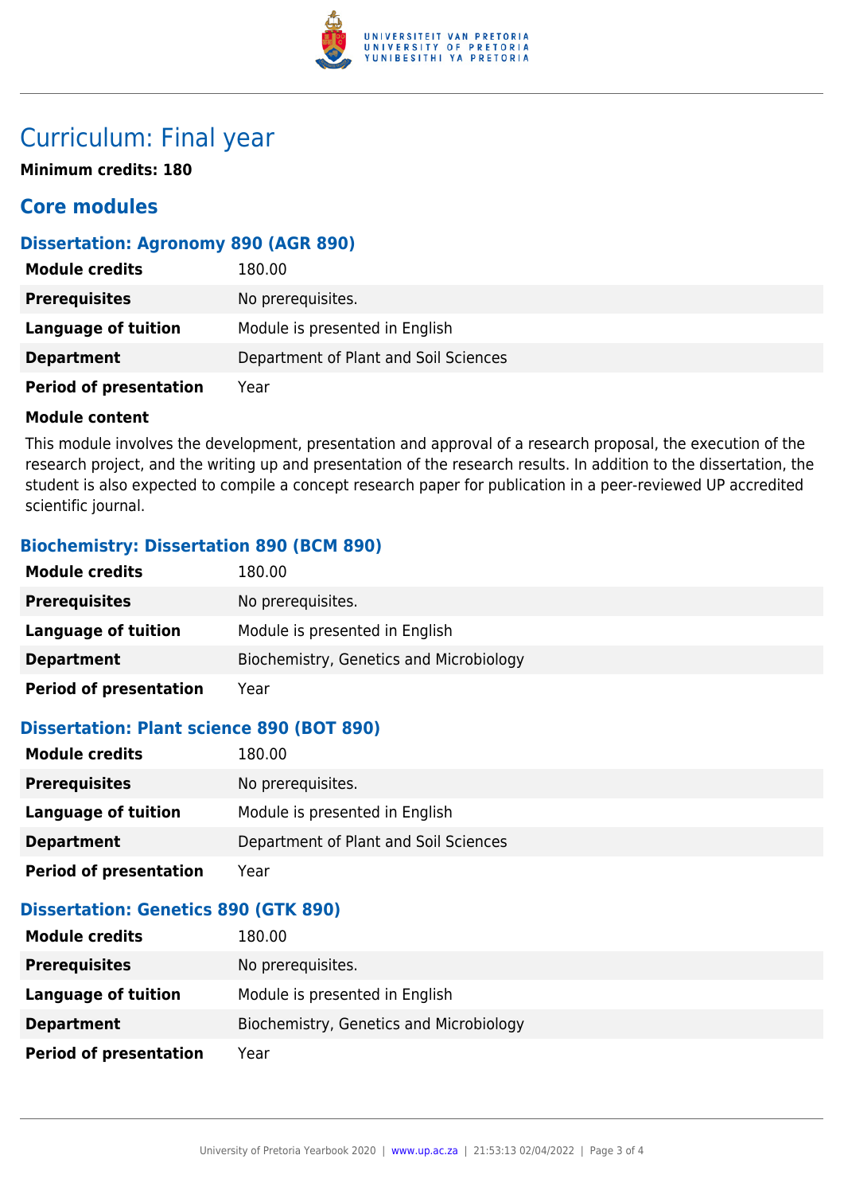# Curriculum: Final year

**Minimum credits: 180**

## Core modules

### Dissertation: Agronomy 890 (AGR 890)

| | |
|---|---|
| **Module credits** | 180.00 |
| **Prerequisites** | No prerequisites. |
| **Language of tuition** | Module is presented in English |
| **Department** | Department of Plant and Soil Sciences |
| **Period of presentation** | Year |

**Module content**

This module involves the development, presentation and approval of a research proposal, the execution of the research project, and the writing up and presentation of the research results. In addition to the dissertation, the student is also expected to compile a concept research paper for publication in a peer-reviewed UP accredited scientific journal.

### Biochemistry: Dissertation 890 (BCM 890)

| | |
|---|---|
| **Module credits** | 180.00 |
| **Prerequisites** | No prerequisites. |
| **Language of tuition** | Module is presented in English |
| **Department** | Biochemistry, Genetics and Microbiology |
| **Period of presentation** | Year |

### Dissertation: Plant science 890 (BOT 890)

| | |
|---|---|
| **Module credits** | 180.00 |
| **Prerequisites** | No prerequisites. |
| **Language of tuition** | Module is presented in English |
| **Department** | Department of Plant and Soil Sciences |
| **Period of presentation** | Year |

### Dissertation: Genetics 890 (GTK 890)

| | |
|---|---|
| **Module credits** | 180.00 |
| **Prerequisites** | No prerequisites. |
| **Language of tuition** | Module is presented in English |
| **Department** | Biochemistry, Genetics and Microbiology |
| **Period of presentation** | Year |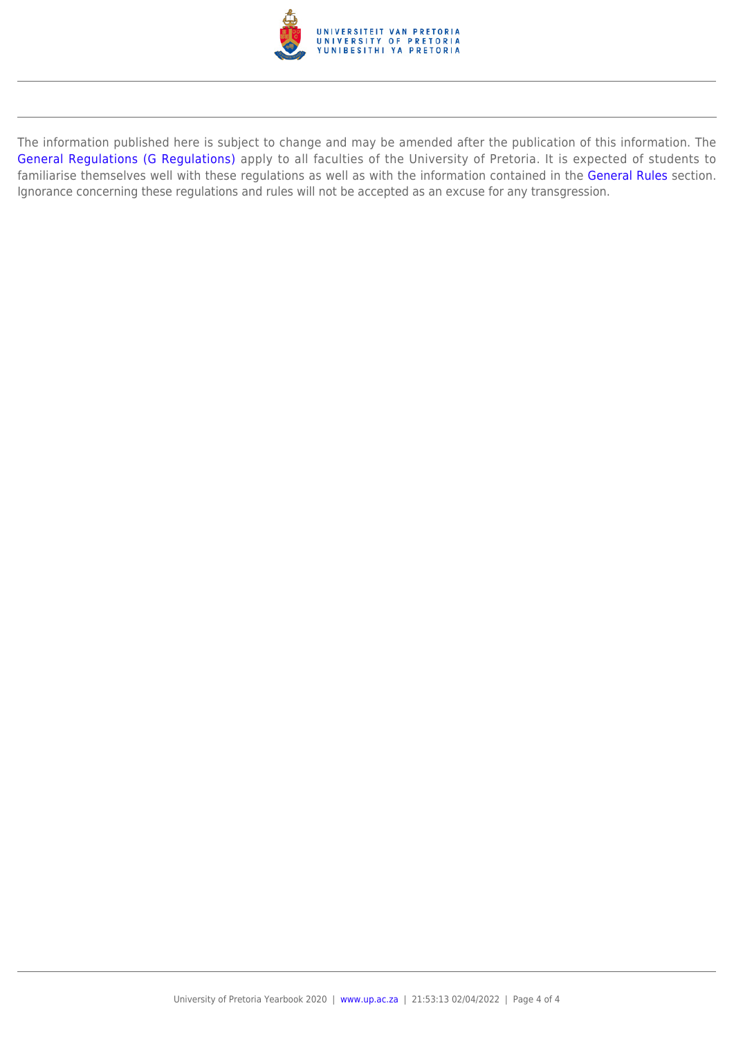The information published here is subject to change and may be amended after the publication of this information. The General Regulations (G Regulations) apply to all faculties of the University of Pretoria. It is expected of students to familiarise themselves well with these regulations as well as with the information contained in the General Rules section. Ignorance concerning these regulations and rules will not be accepted as an excuse for any transgression.